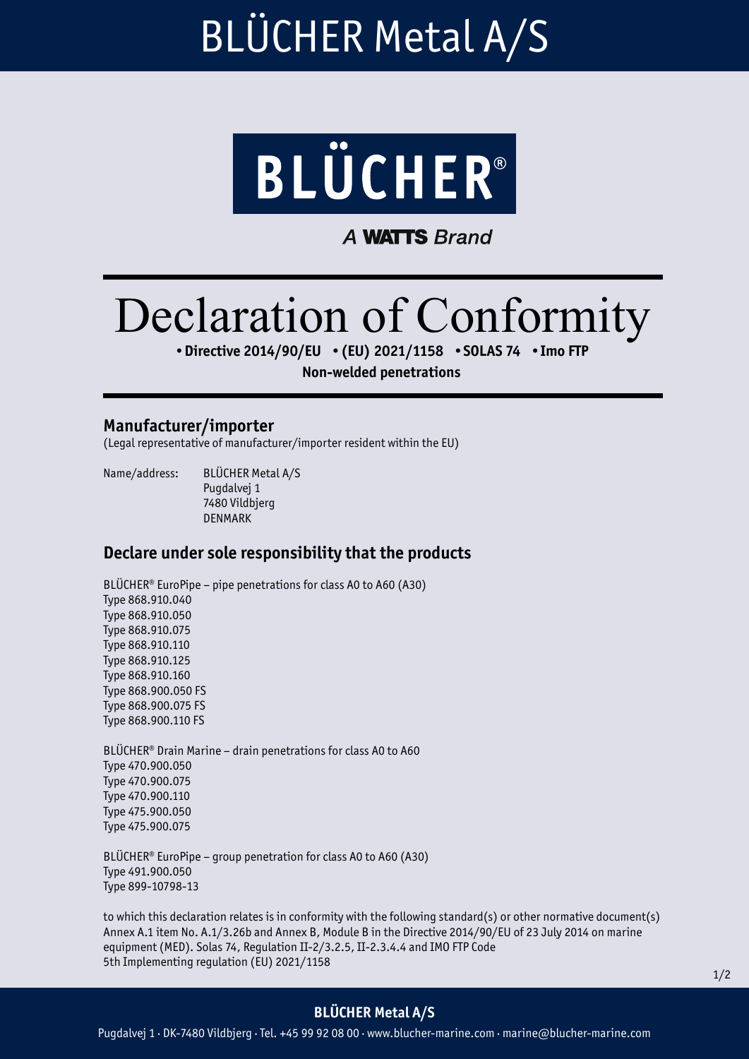# BLÜCHER Metal A/S

BLÜCHER®

*A* **WATTS** *Brand*

# Declaration of Conformity

**• Directive 2014/90/EU • (EU) 2021/1158 • SOLAS 74 • Imo FTP**

**Non-welded penetrations**

## Manufacturer/importer

(Legal representative of manufacturer/importer resident within the EU)

Name/address: BLÜCHER Metal A/S
Pugdalvej 1
7480 Vildbjerg
DENMARK

## Declare under sole responsibility that the products

BLÜCHER® EuroPipe – pipe penetrations for class A0 to A60 (A30)
Type 868.910.040
Type 868.910.050
Type 868.910.075
Type 868.910.110
Type 868.910.125
Type 868.910.160
Type 868.900.050 FS
Type 868.900.075 FS
Type 868.900.110 FS

BLÜCHER® Drain Marine – drain penetrations for class A0 to A60
Type 470.900.050
Type 470.900.075
Type 470.900.110
Type 475.900.050
Type 475.900.075

BLÜCHER® EuroPipe – group penetration for class A0 to A60 (A30)
Type 491.900.050
Type 899-10798-13

to which this declaration relates is in conformity with the following standard(s) or other normative document(s) Annex A.1 item No. A.1/3.26b and Annex B, Module B in the Directive 2014/90/EU of 23 July 2014 on marine equipment (MED). Solas 74, Regulation II-2/3.2.5, II-2.3.4.4 and IMO FTP Code
5th Implementing regulation (EU) 2021/1158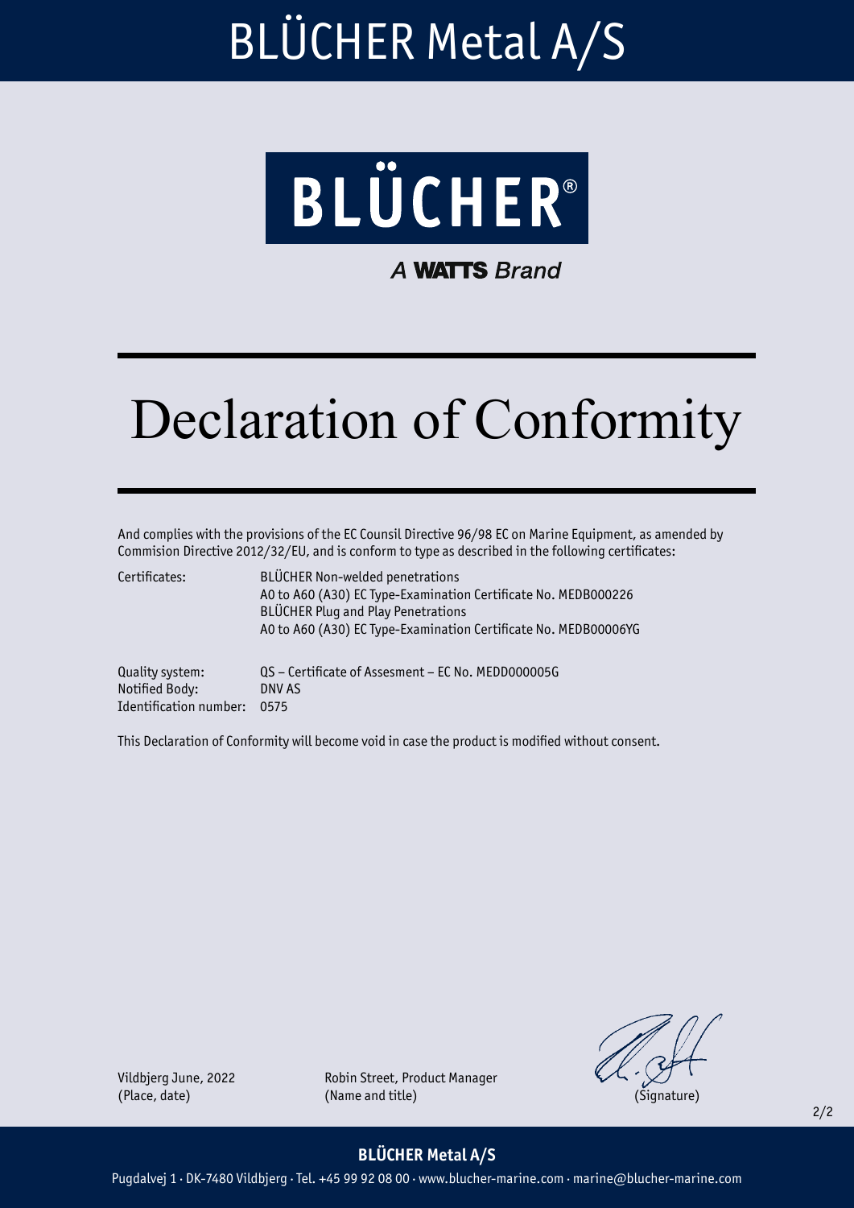# BLÜCHER Metal A/S

BLÜCHER®

A WATTS Brand

# Declaration of Conformity

And complies with the provisions of the EC Counsil Directive 96/98 EC on Marine Equipment, as amended by Commision Directive 2012/32/EU, and is conform to type as described in the following certificates:

| | |
|---|---|
| Certificates: | BLÜCHER Non-welded penetrations<br>A0 to A60 (A30) EC Type-Examination Certificate No. MEDB000226<br>BLÜCHER Plug and Play Penetrations<br>A0 to A60 (A30) EC Type-Examination Certificate No. MEDB00006YG |
| Quality system: | QS – Certificate of Assesment – EC No. MEDD000005G |
| Notified Body: | DNV AS |
| Identification number: | 0575 |

This Declaration of Conformity will become void in case the product is modified without consent.

| | | |
|---|---|---|
| Vildbjerg June, 2022 | Robin Street, Product Manager | |
| (Place, date) | (Name and title) | (Signature) |

**BLÜCHER Metal A/S**

Pugdalvej 1 · DK-7480 Vildbjerg · Tel. +45 99 92 08 00 · www.blucher-marine.com · marine@blucher-marine.com